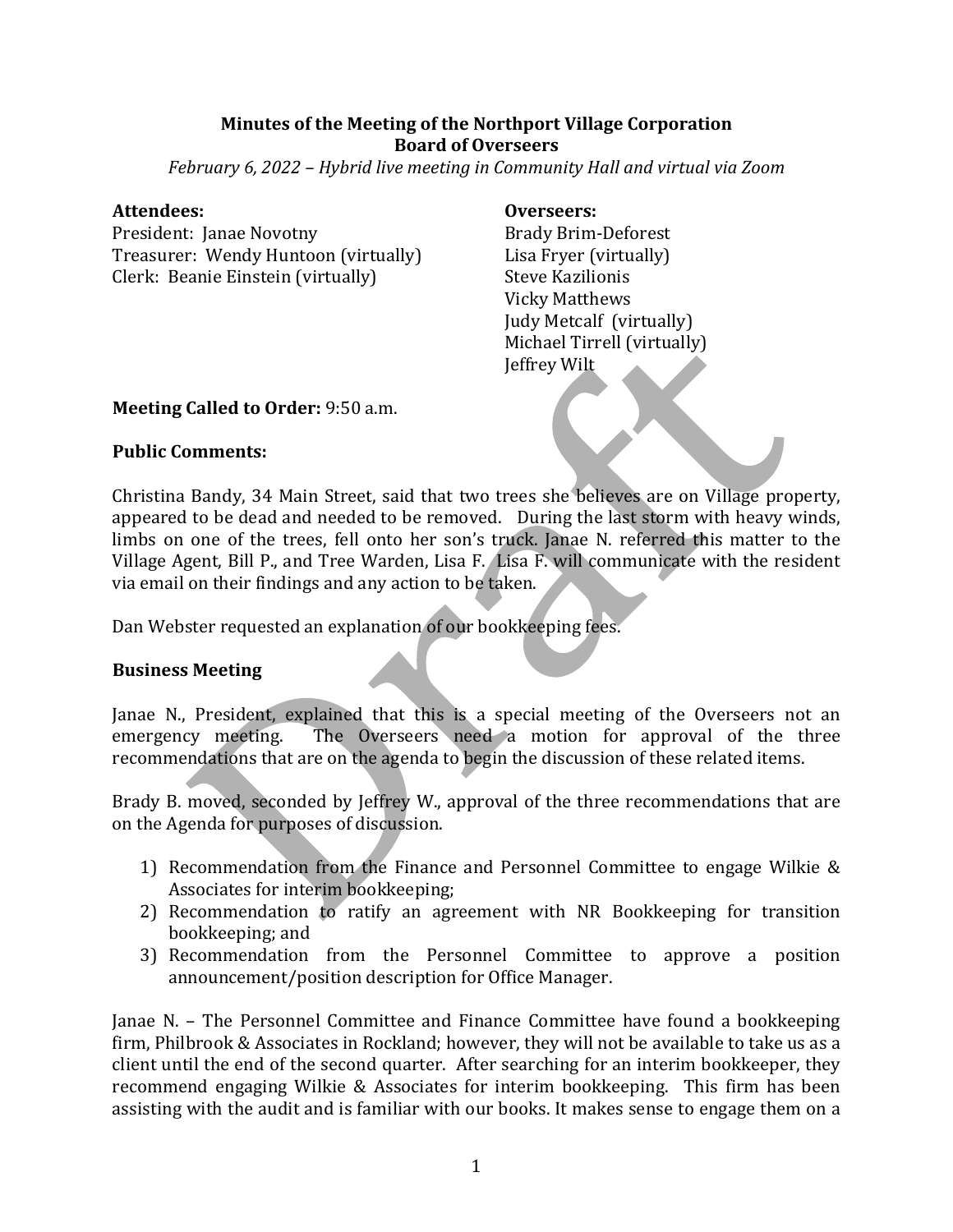**Minutes of the Meeting of the Northport Village Corporation**
**Board of Overseers**

*February 6, 2022 – Hybrid live meeting in Community Hall and virtual via Zoom*

**Attendees:**
President: Janae Novotny
Treasurer: Wendy Huntoon (virtually)
Clerk: Beanie Einstein (virtually)

**Overseers:**
Brady Brim-Deforest
Lisa Fryer (virtually)
Steve Kazilionis
Vicky Matthews
Judy Metcalf (virtually)
Michael Tirrell (virtually)
Jeffrey Wilt

**Meeting Called to Order:** 9:50 a.m.

**Public Comments:**

Christina Bandy, 34 Main Street, said that two trees she believes are on Village property, appeared to be dead and needed to be removed. During the last storm with heavy winds, limbs on one of the trees, fell onto her son's truck. Janae N. referred this matter to the Village Agent, Bill P., and Tree Warden, Lisa F. Lisa F. will communicate with the resident via email on their findings and any action to be taken.

Dan Webster requested an explanation of our bookkeeping fees.

**Business Meeting**

Janae N., President, explained that this is a special meeting of the Overseers not an emergency meeting. The Overseers need a motion for approval of the three recommendations that are on the agenda to begin the discussion of these related items.

Brady B. moved, seconded by Jeffrey W., approval of the three recommendations that are on the Agenda for purposes of discussion.

1) Recommendation from the Finance and Personnel Committee to engage Wilkie & Associates for interim bookkeeping;
2) Recommendation to ratify an agreement with NR Bookkeeping for transition bookkeeping; and
3) Recommendation from the Personnel Committee to approve a position announcement/position description for Office Manager.

Janae N. – The Personnel Committee and Finance Committee have found a bookkeeping firm, Philbrook & Associates in Rockland; however, they will not be available to take us as a client until the end of the second quarter. After searching for an interim bookkeeper, they recommend engaging Wilkie & Associates for interim bookkeeping. This firm has been assisting with the audit and is familiar with our books. It makes sense to engage them on a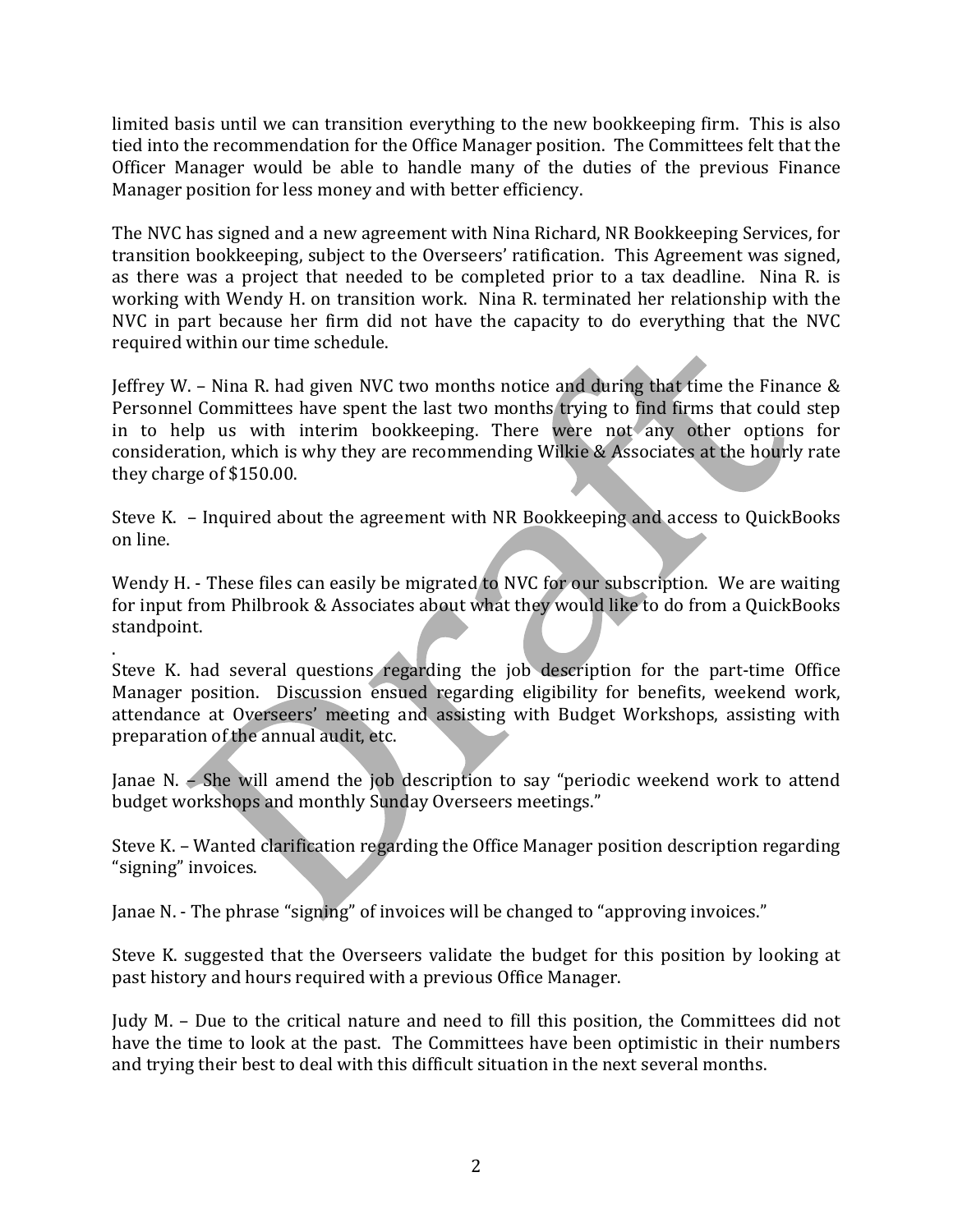limited basis until we can transition everything to the new bookkeeping firm. This is also tied into the recommendation for the Office Manager position. The Committees felt that the Officer Manager would be able to handle many of the duties of the previous Finance Manager position for less money and with better efficiency.

The NVC has signed and a new agreement with Nina Richard, NR Bookkeeping Services, for transition bookkeeping, subject to the Overseers' ratification. This Agreement was signed, as there was a project that needed to be completed prior to a tax deadline. Nina R. is working with Wendy H. on transition work. Nina R. terminated her relationship with the NVC in part because her firm did not have the capacity to do everything that the NVC required within our time schedule.

Jeffrey W. – Nina R. had given NVC two months notice and during that time the Finance & Personnel Committees have spent the last two months trying to find firms that could step in to help us with interim bookkeeping. There were not any other options for consideration, which is why they are recommending Wilkie & Associates at the hourly rate they charge of $150.00.

Steve K. – Inquired about the agreement with NR Bookkeeping and access to QuickBooks on line.

Wendy H. - These files can easily be migrated to NVC for our subscription. We are waiting for input from Philbrook & Associates about what they would like to do from a QuickBooks standpoint.

Steve K. had several questions regarding the job description for the part-time Office Manager position. Discussion ensued regarding eligibility for benefits, weekend work, attendance at Overseers' meeting and assisting with Budget Workshops, assisting with preparation of the annual audit, etc.

Janae N. – She will amend the job description to say "periodic weekend work to attend budget workshops and monthly Sunday Overseers meetings."

Steve K. – Wanted clarification regarding the Office Manager position description regarding "signing" invoices.

Janae N. - The phrase "signing" of invoices will be changed to "approving invoices."

Steve K. suggested that the Overseers validate the budget for this position by looking at past history and hours required with a previous Office Manager.

Judy M. – Due to the critical nature and need to fill this position, the Committees did not have the time to look at the past. The Committees have been optimistic in their numbers and trying their best to deal with this difficult situation in the next several months.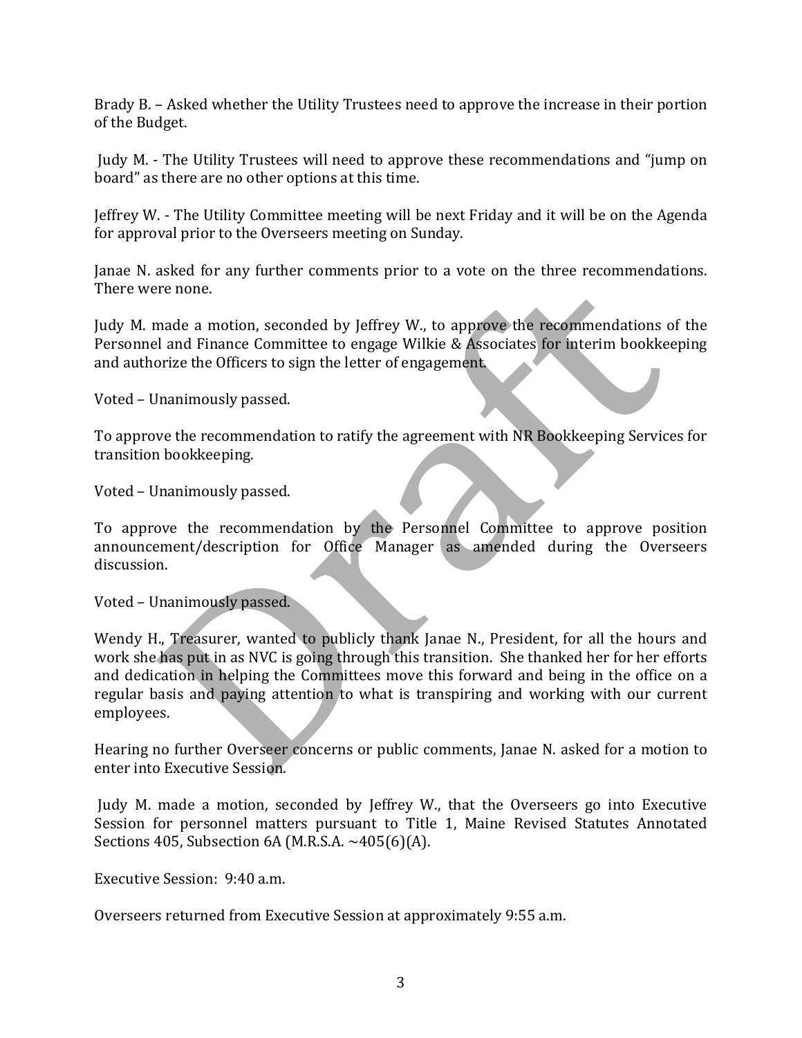Brady B. – Asked whether the Utility Trustees need to approve the increase in their portion of the Budget.

Judy M. - The Utility Trustees will need to approve these recommendations and "jump on board" as there are no other options at this time.

Jeffrey W. - The Utility Committee meeting will be next Friday and it will be on the Agenda for approval prior to the Overseers meeting on Sunday.

Janae N. asked for any further comments prior to a vote on the three recommendations. There were none.

Judy M. made a motion, seconded by Jeffrey W., to approve the recommendations of the Personnel and Finance Committee to engage Wilkie & Associates for interim bookkeeping and authorize the Officers to sign the letter of engagement.

Voted – Unanimously passed.

To approve the recommendation to ratify the agreement with NR Bookkeeping Services for transition bookkeeping.

Voted – Unanimously passed.

To approve the recommendation by the Personnel Committee to approve position announcement/description for Office Manager as amended during the Overseers discussion.

Voted – Unanimously passed.

Wendy H., Treasurer, wanted to publicly thank Janae N., President, for all the hours and work she has put in as NVC is going through this transition. She thanked her for her efforts and dedication in helping the Committees move this forward and being in the office on a regular basis and paying attention to what is transpiring and working with our current employees.

Hearing no further Overseer concerns or public comments, Janae N. asked for a motion to enter into Executive Session.

Judy M. made a motion, seconded by Jeffrey W., that the Overseers go into Executive Session for personnel matters pursuant to Title 1, Maine Revised Statutes Annotated Sections 405, Subsection 6A (M.R.S.A. ~405(6)(A).

Executive Session: 9:40 a.m.

Overseers returned from Executive Session at approximately 9:55 a.m.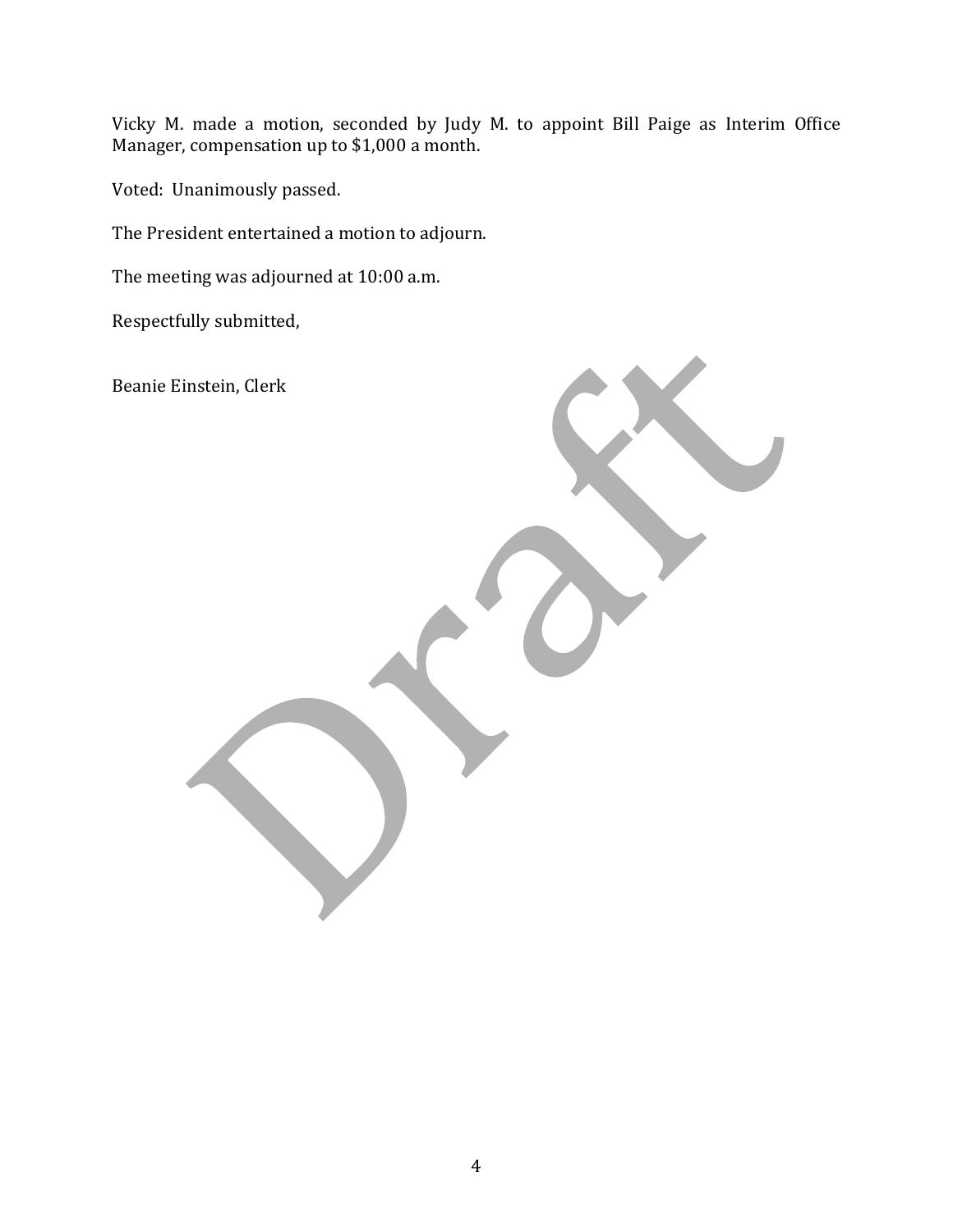Vicky M. made a motion, seconded by Judy M. to appoint Bill Paige as Interim Office Manager, compensation up to $1,000 a month.

Voted: Unanimously passed.

The President entertained a motion to adjourn.

The meeting was adjourned at 10:00 a.m.

Respectfully submitted,

Beanie Einstein, Clerk

Draft